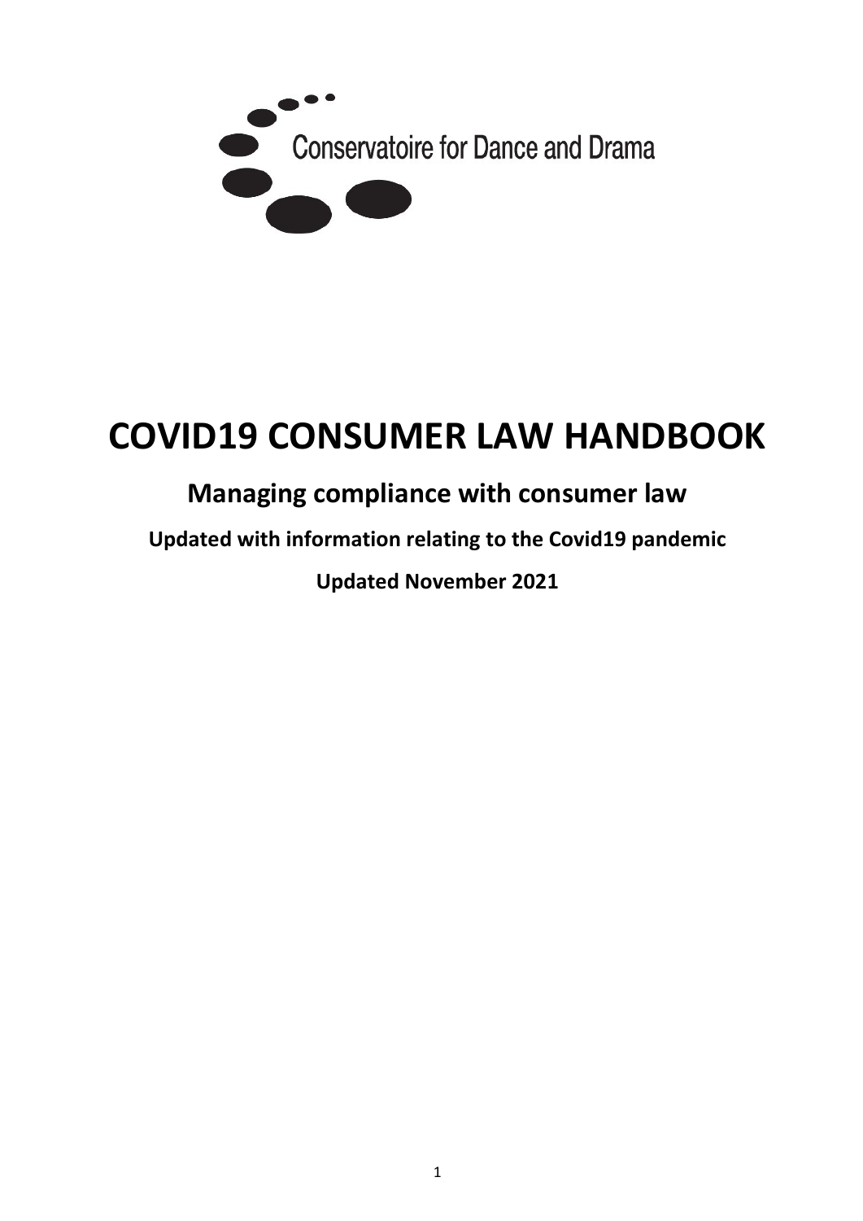Conservatoire for Dance and Drama

# COVID19 CONSUMER LAW HANDBOOK

## Managing compliance with consumer law

**Updated with information relating to the Covid19 pandemic**

**Updated November 2021**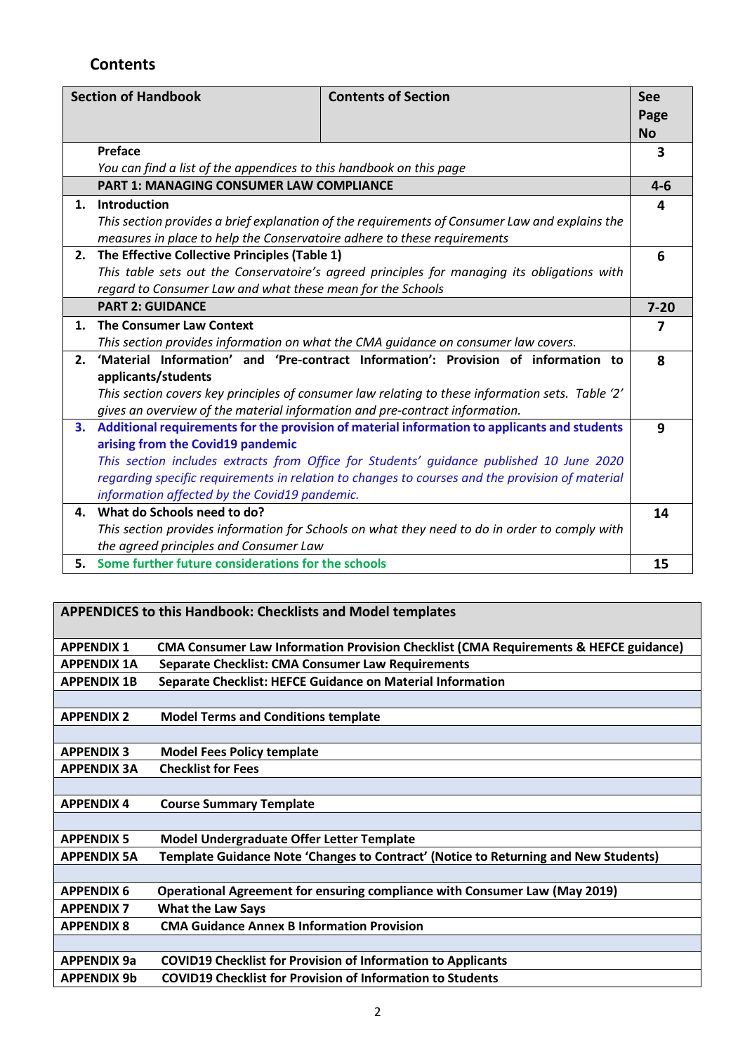## Contents

| Section of Handbook | Contents of Section | See Page No |
|---|---|---|
| **Preface**<br>*You can find a list of the appendices to this handbook on this page* | | **3** |
| **PART 1: MANAGING CONSUMER LAW COMPLIANCE** | | **4-6** |
| **1. Introduction**<br>*This section provides a brief explanation of the requirements of Consumer Law and explains the measures in place to help the Conservatoire adhere to these requirements* | | **4** |
| **2. The Effective Collective Principles (Table 1)**<br>*This table sets out the Conservatoire's agreed principles for managing its obligations with regard to Consumer Law and what these mean for the Schools* | | **6** |
| **PART 2: GUIDANCE** | | **7-20** |
| **1. The Consumer Law Context**<br>*This section provides information on what the CMA guidance on consumer law covers.* | | **7** |
| **2. 'Material Information' and 'Pre-contract Information': Provision of information to applicants/students**<br>*This section covers key principles of consumer law relating to these information sets. Table '2' gives an overview of the material information and pre-contract information.* | | **8** |
| **3. Additional requirements for the provision of material information to applicants and students arising from the Covid19 pandemic**<br>*This section includes extracts from Office for Students' guidance published 10 June 2020 regarding specific requirements in relation to changes to courses and the provision of material information affected by the Covid19 pandemic.* | | **9** |
| **4. What do Schools need to do?**<br>*This section provides information for Schools on what they need to do in order to comply with the agreed principles and Consumer Law* | | **14** |
| **5. Some further future considerations for the schools** | | **15** |

| APPENDICES to this Handbook: Checklists and Model templates | |
|---|---|
| **APPENDIX 1** | **CMA Consumer Law Information Provision Checklist (CMA Requirements & HEFCE guidance)** |
| **APPENDIX 1A** | **Separate Checklist: CMA Consumer Law Requirements** |
| **APPENDIX 1B** | **Separate Checklist: HEFCE Guidance on Material Information** |
| | |
| **APPENDIX 2** | **Model Terms and Conditions template** |
| | |
| **APPENDIX 3** | **Model Fees Policy template** |
| **APPENDIX 3A** | **Checklist for Fees** |
| | |
| **APPENDIX 4** | **Course Summary Template** |
| | |
| **APPENDIX 5** | **Model Undergraduate Offer Letter Template** |
| **APPENDIX 5A** | **Template Guidance Note 'Changes to Contract' (Notice to Returning and New Students)** |
| | |
| **APPENDIX 6** | **Operational Agreement for ensuring compliance with Consumer Law (May 2019)** |
| **APPENDIX 7** | **What the Law Says** |
| **APPENDIX 8** | **CMA Guidance Annex B Information Provision** |
| | |
| **APPENDIX 9a** | **COVID19 Checklist for Provision of Information to Applicants** |
| **APPENDIX 9b** | **COVID19 Checklist for Provision of Information to Students** |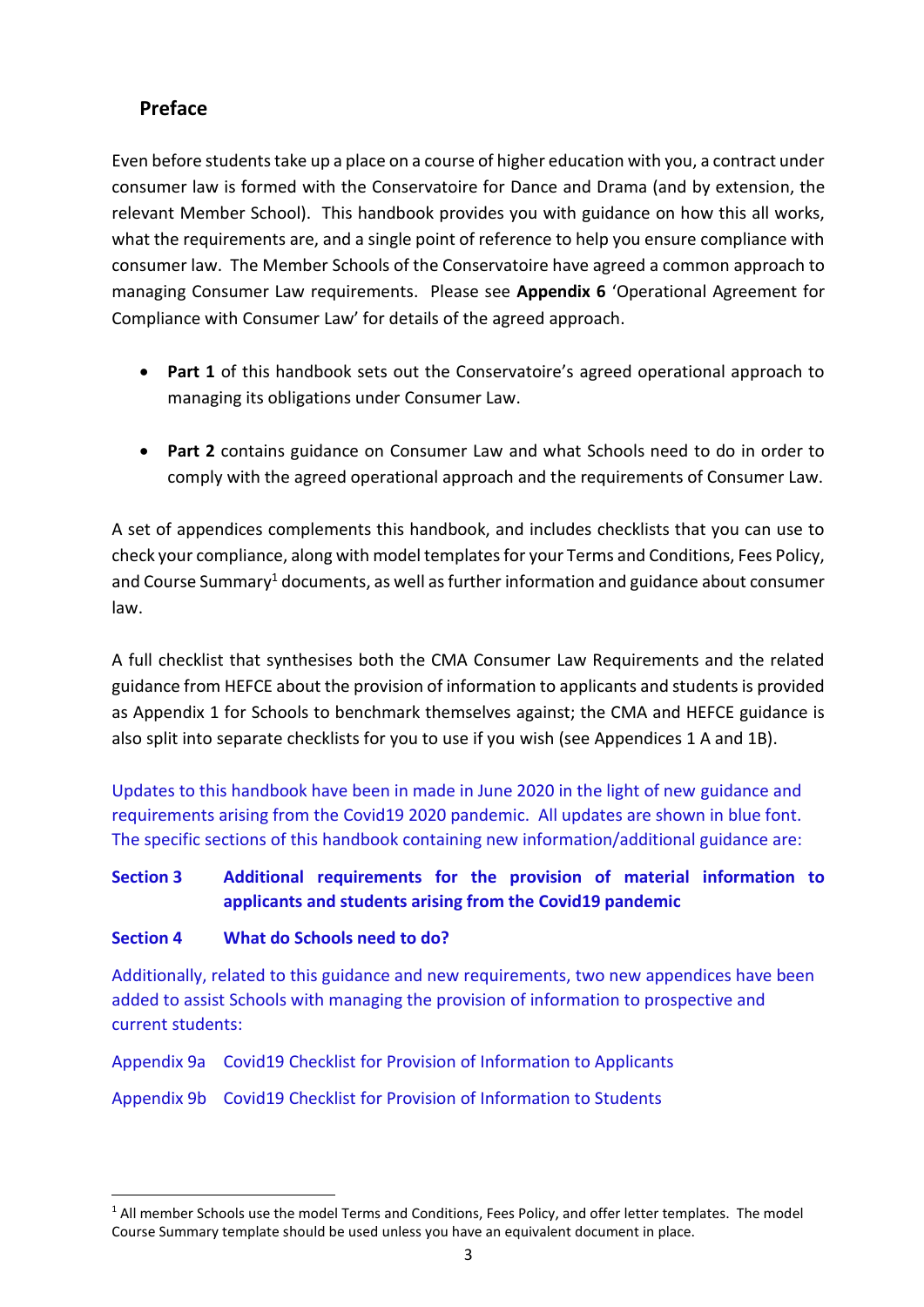## Preface

Even before students take up a place on a course of higher education with you, a contract under consumer law is formed with the Conservatoire for Dance and Drama (and by extension, the relevant Member School). This handbook provides you with guidance on how this all works, what the requirements are, and a single point of reference to help you ensure compliance with consumer law. The Member Schools of the Conservatoire have agreed a common approach to managing Consumer Law requirements. Please see **Appendix 6** 'Operational Agreement for Compliance with Consumer Law' for details of the agreed approach.

- **Part 1** of this handbook sets out the Conservatoire's agreed operational approach to managing its obligations under Consumer Law.

- **Part 2** contains guidance on Consumer Law and what Schools need to do in order to comply with the agreed operational approach and the requirements of Consumer Law.

A set of appendices complements this handbook, and includes checklists that you can use to check your compliance, along with model templates for your Terms and Conditions, Fees Policy, and Course Summary[1] documents, as well as further information and guidance about consumer law.

A full checklist that synthesises both the CMA Consumer Law Requirements and the related guidance from HEFCE about the provision of information to applicants and students is provided as Appendix 1 for Schools to benchmark themselves against; the CMA and HEFCE guidance is also split into separate checklists for you to use if you wish (see Appendices 1 A and 1B).

Updates to this handbook have been in made in June 2020 in the light of new guidance and requirements arising from the Covid19 2020 pandemic. All updates are shown in blue font. The specific sections of this handbook containing new information/additional guidance are:

**Section 3 Additional requirements for the provision of material information to applicants and students arising from the Covid19 pandemic**

**Section 4 What do Schools need to do?**

Additionally, related to this guidance and new requirements, two new appendices have been added to assist Schools with managing the provision of information to prospective and current students:

Appendix 9a Covid19 Checklist for Provision of Information to Applicants

Appendix 9b Covid19 Checklist for Provision of Information to Students

[1] All member Schools use the model Terms and Conditions, Fees Policy, and offer letter templates. The model Course Summary template should be used unless you have an equivalent document in place.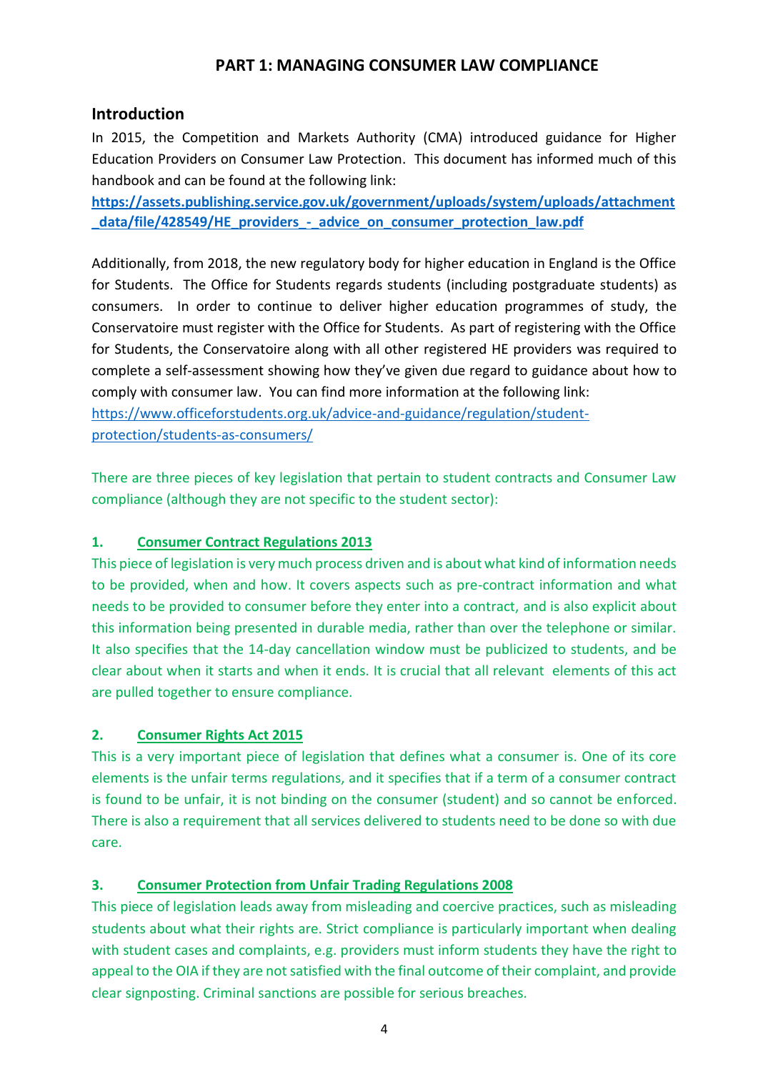## PART 1: MANAGING CONSUMER LAW COMPLIANCE

### Introduction

In 2015, the Competition and Markets Authority (CMA) introduced guidance for Higher Education Providers on Consumer Law Protection. This document has informed much of this handbook and can be found at the following link:

**https://assets.publishing.service.gov.uk/government/uploads/system/uploads/attachment_data/file/428549/HE_providers_-_advice_on_consumer_protection_law.pdf**

Additionally, from 2018, the new regulatory body for higher education in England is the Office for Students. The Office for Students regards students (including postgraduate students) as consumers. In order to continue to deliver higher education programmes of study, the Conservatoire must register with the Office for Students. As part of registering with the Office for Students, the Conservatoire along with all other registered HE providers was required to complete a self-assessment showing how they've given due regard to guidance about how to comply with consumer law. You can find more information at the following link: https://www.officeforstudents.org.uk/advice-and-guidance/regulation/student-protection/students-as-consumers/

There are three pieces of key legislation that pertain to student contracts and Consumer Law compliance (although they are not specific to the student sector):

1. **Consumer Contract Regulations 2013**

This piece of legislation is very much process driven and is about what kind of information needs to be provided, when and how. It covers aspects such as pre-contract information and what needs to be provided to consumer before they enter into a contract, and is also explicit about this information being presented in durable media, rather than over the telephone or similar. It also specifies that the 14-day cancellation window must be publicized to students, and be clear about when it starts and when it ends. It is crucial that all relevant elements of this act are pulled together to ensure compliance.

2. **Consumer Rights Act 2015**

This is a very important piece of legislation that defines what a consumer is. One of its core elements is the unfair terms regulations, and it specifies that if a term of a consumer contract is found to be unfair, it is not binding on the consumer (student) and so cannot be enforced. There is also a requirement that all services delivered to students need to be done so with due care.

3. **Consumer Protection from Unfair Trading Regulations 2008**

This piece of legislation leads away from misleading and coercive practices, such as misleading students about what their rights are. Strict compliance is particularly important when dealing with student cases and complaints, e.g. providers must inform students they have the right to appeal to the OIA if they are not satisfied with the final outcome of their complaint, and provide clear signposting. Criminal sanctions are possible for serious breaches.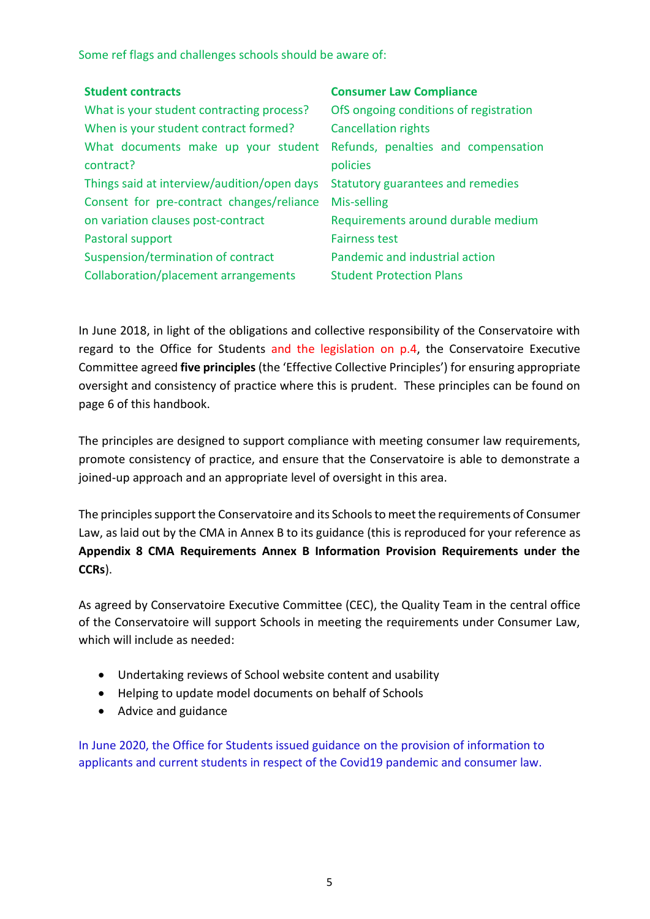Some ref flags and challenges schools should be aware of:

| **Student contracts** | **Consumer Law Compliance** |
| --- | --- |
| What is your student contracting process? | OfS ongoing conditions of registration |
| When is your student contract formed? | Cancellation rights |
| What documents make up your student contract? | Refunds, penalties and compensation policies |
| Things said at interview/audition/open days | Statutory guarantees and remedies |
| Consent for pre-contract changes/reliance on variation clauses post-contract | Mis-selling |
| Pastoral support | Requirements around durable medium |
| Suspension/termination of contract | Fairness test |
| Collaboration/placement arrangements | Pandemic and industrial action |
| | Student Protection Plans |

In June 2018, in light of the obligations and collective responsibility of the Conservatoire with regard to the Office for Students and the legislation on p.4, the Conservatoire Executive Committee agreed **five principles** (the 'Effective Collective Principles') for ensuring appropriate oversight and consistency of practice where this is prudent. These principles can be found on page 6 of this handbook.

The principles are designed to support compliance with meeting consumer law requirements, promote consistency of practice, and ensure that the Conservatoire is able to demonstrate a joined-up approach and an appropriate level of oversight in this area.

The principles support the Conservatoire and its Schools to meet the requirements of Consumer Law, as laid out by the CMA in Annex B to its guidance (this is reproduced for your reference as **Appendix 8 CMA Requirements Annex B Information Provision Requirements under the CCRs**).

As agreed by Conservatoire Executive Committee (CEC), the Quality Team in the central office of the Conservatoire will support Schools in meeting the requirements under Consumer Law, which will include as needed:

- Undertaking reviews of School website content and usability
- Helping to update model documents on behalf of Schools
- Advice and guidance

In June 2020, the Office for Students issued guidance on the provision of information to applicants and current students in respect of the Covid19 pandemic and consumer law.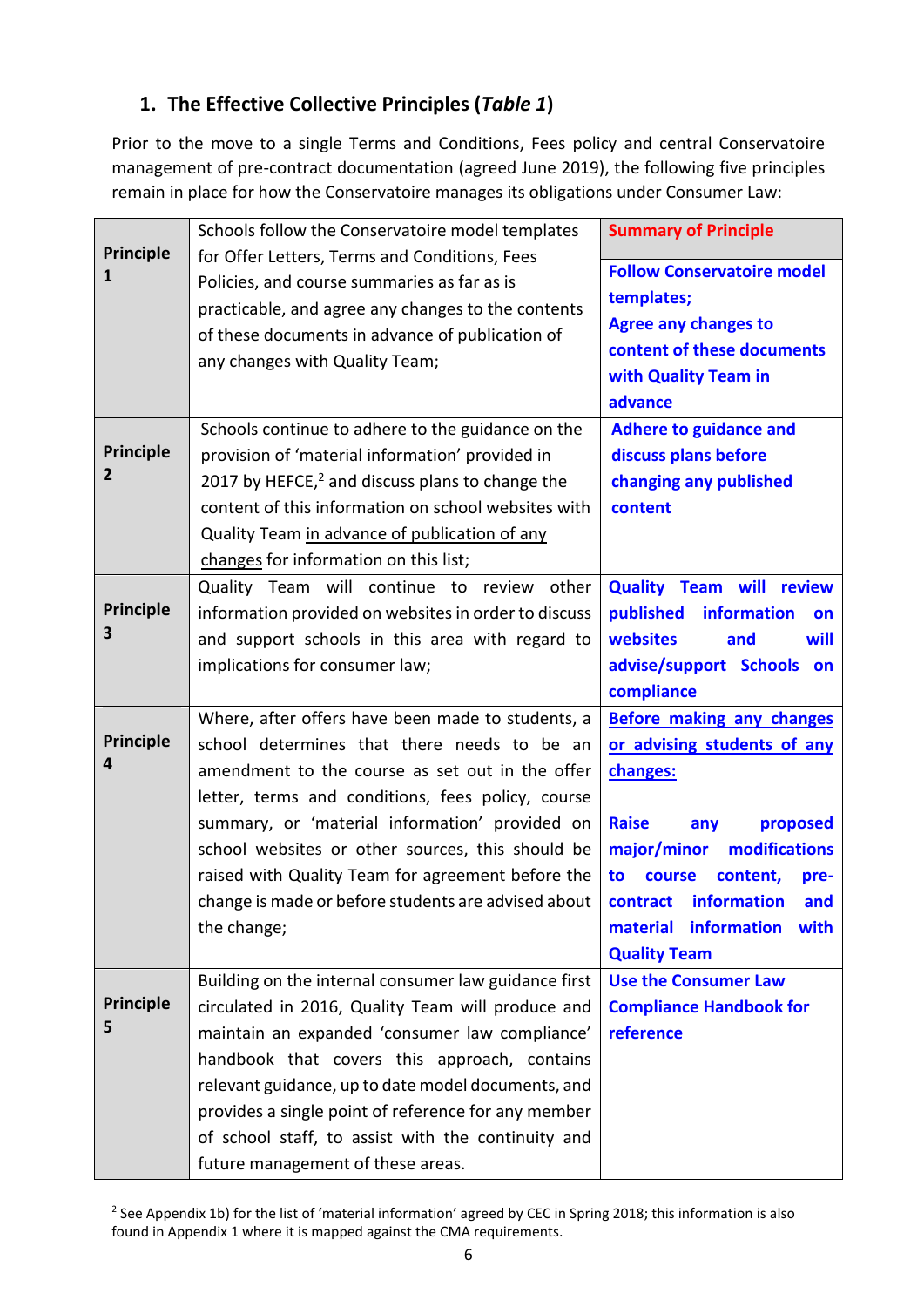## 1. The Effective Collective Principles (*Table 1*)

Prior to the move to a single Terms and Conditions, Fees policy and central Conservatoire management of pre-contract documentation (agreed June 2019), the following five principles remain in place for how the Conservatoire manages its obligations under Consumer Law:

| | | Summary of Principle |
|---|---|---|
| **Principle 1** | Schools follow the Conservatoire model templates for Offer Letters, Terms and Conditions, Fees Policies, and course summaries as far as is practicable, and agree any changes to the contents of these documents in advance of publication of any changes with Quality Team; | **Follow Conservatoire model templates; Agree any changes to content of these documents with Quality Team in advance** |
| **Principle 2** | Schools continue to adhere to the guidance on the provision of 'material information' provided in 2017 by HEFCE,[2] and discuss plans to change the content of this information on school websites with Quality Team in advance of publication of any changes for information on this list; | **Adhere to guidance and discuss plans before changing any published content** |
| **Principle 3** | Quality Team will continue to review other information provided on websites in order to discuss and support schools in this area with regard to implications for consumer law; | **Quality Team will review published information on websites and will advise/support Schools on compliance** |
| **Principle 4** | Where, after offers have been made to students, a school determines that there needs to be an amendment to the course as set out in the offer letter, terms and conditions, fees policy, course summary, or 'material information' provided on school websites or other sources, this should be raised with Quality Team for agreement before the change is made or before students are advised about the change; | **Before making any changes or advising students of any changes:** <br><br> **Raise any proposed major/minor modifications to course content, pre-contract information and material information with Quality Team** |
| **Principle 5** | Building on the internal consumer law guidance first circulated in 2016, Quality Team will produce and maintain an expanded 'consumer law compliance' handbook that covers this approach, contains relevant guidance, up to date model documents, and provides a single point of reference for any member of school staff, to assist with the continuity and future management of these areas. | **Use the Consumer Law Compliance Handbook for reference** |

[2] See Appendix 1b) for the list of 'material information' agreed by CEC in Spring 2018; this information is also found in Appendix 1 where it is mapped against the CMA requirements.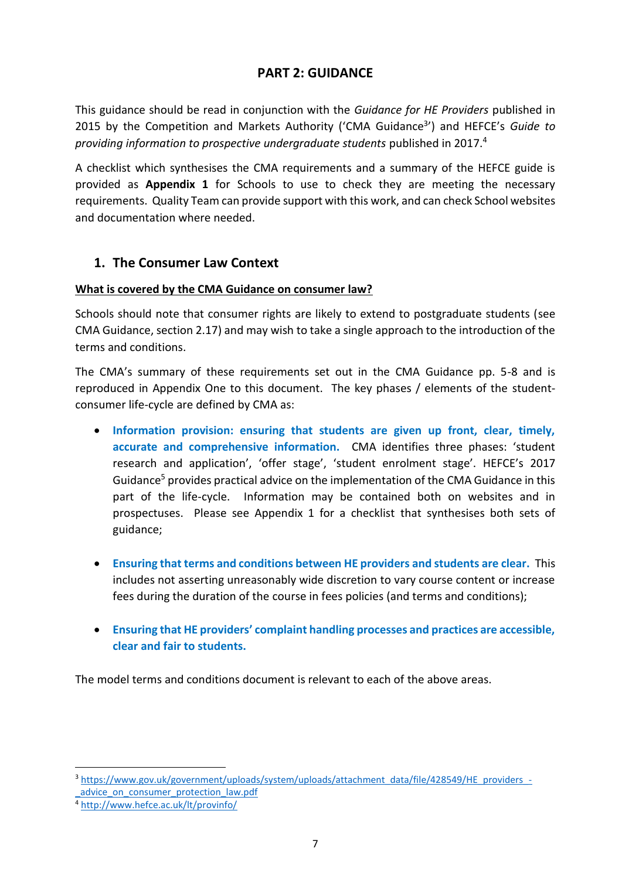## PART 2: GUIDANCE

This guidance should be read in conjunction with the *Guidance for HE Providers* published in 2015 by the Competition and Markets Authority ('CMA Guidance[3]') and HEFCE's *Guide to providing information to prospective undergraduate students* published in 2017.[4]

A checklist which synthesises the CMA requirements and a summary of the HEFCE guide is provided as **Appendix 1** for Schools to use to check they are meeting the necessary requirements. Quality Team can provide support with this work, and can check School websites and documentation where needed.

### 1. The Consumer Law Context

**What is covered by the CMA Guidance on consumer law?**

Schools should note that consumer rights are likely to extend to postgraduate students (see CMA Guidance, section 2.17) and may wish to take a single approach to the introduction of the terms and conditions.

The CMA's summary of these requirements set out in the CMA Guidance pp. 5-8 and is reproduced in Appendix One to this document. The key phases / elements of the student-consumer life-cycle are defined by CMA as:

- **Information provision: ensuring that students are given up front, clear, timely, accurate and comprehensive information.** CMA identifies three phases: 'student research and application', 'offer stage', 'student enrolment stage'. HEFCE's 2017 Guidance[5] provides practical advice on the implementation of the CMA Guidance in this part of the life-cycle. Information may be contained both on websites and in prospectuses. Please see Appendix 1 for a checklist that synthesises both sets of guidance;

- **Ensuring that terms and conditions between HE providers and students are clear.** This includes not asserting unreasonably wide discretion to vary course content or increase fees during the duration of the course in fees policies (and terms and conditions);

- **Ensuring that HE providers' complaint handling processes and practices are accessible, clear and fair to students.**

The model terms and conditions document is relevant to each of the above areas.

---

[3] https://www.gov.uk/government/uploads/system/uploads/attachment_data/file/428549/HE_providers_-_advice_on_consumer_protection_law.pdf

[4] http://www.hefce.ac.uk/lt/provinfo/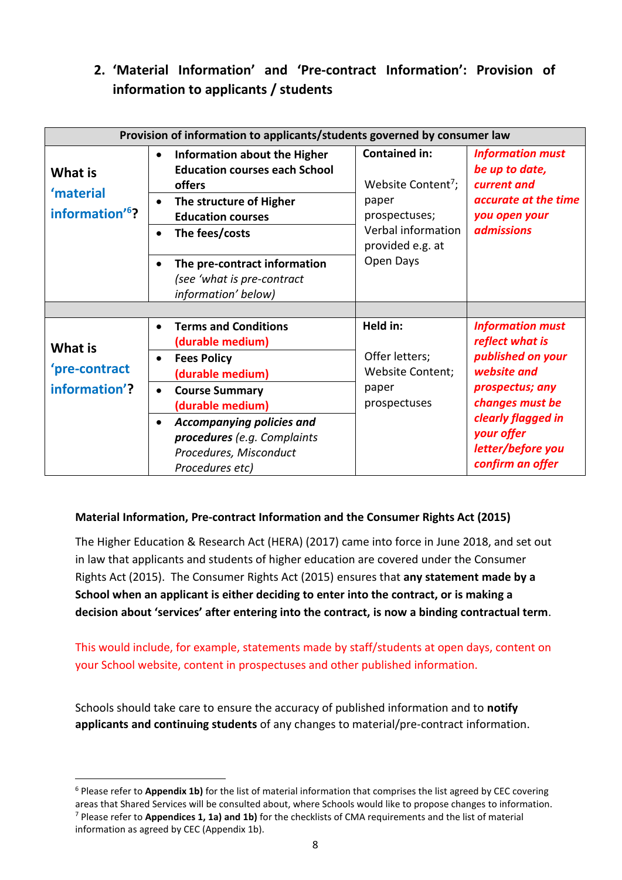## 2. 'Material Information' and 'Pre-contract Information': Provision of information to applicants / students

| Provision of information to applicants/students governed by consumer law | | | |
|---|---|---|---|
| **What is 'material information'[6]?** | • **Information about the Higher Education courses each School offers**<br>• **The structure of Higher Education courses**<br>• **The fees/costs**<br>• **The pre-contract information** *(see 'what is pre-contract information' below)* | **Contained in:**<br>Website Content[7]; paper prospectuses; Verbal information provided e.g. at Open Days | ***Information must be up to date, current and accurate at the time you open your admissions*** |
| | | | |
| **What is 'pre-contract information'?** | • **Terms and Conditions (durable medium)**<br>• **Fees Policy (durable medium)**<br>• **Course Summary (durable medium)**<br>• ***Accompanying policies and procedures*** *(e.g. Complaints Procedures, Misconduct Procedures etc)* | **Held in:**<br>Offer letters; Website Content; paper prospectuses | ***Information must reflect what is published on your website and prospectus; any changes must be clearly flagged in your offer letter/before you confirm an offer*** |

**Material Information, Pre-contract Information and the Consumer Rights Act (2015)**

The Higher Education & Research Act (HERA) (2017) came into force in June 2018, and set out in law that applicants and students of higher education are covered under the Consumer Rights Act (2015). The Consumer Rights Act (2015) ensures that **any statement made by a School when an applicant is either deciding to enter into the contract, or is making a decision about 'services' after entering into the contract, is now a binding contractual term**.

This would include, for example, statements made by staff/students at open days, content on your School website, content in prospectuses and other published information.

Schools should take care to ensure the accuracy of published information and to **notify applicants and continuing students** of any changes to material/pre-contract information.

[6] Please refer to **Appendix 1b)** for the list of material information that comprises the list agreed by CEC covering areas that Shared Services will be consulted about, where Schools would like to propose changes to information.

[7] Please refer to **Appendices 1, 1a) and 1b)** for the checklists of CMA requirements and the list of material information as agreed by CEC (Appendix 1b).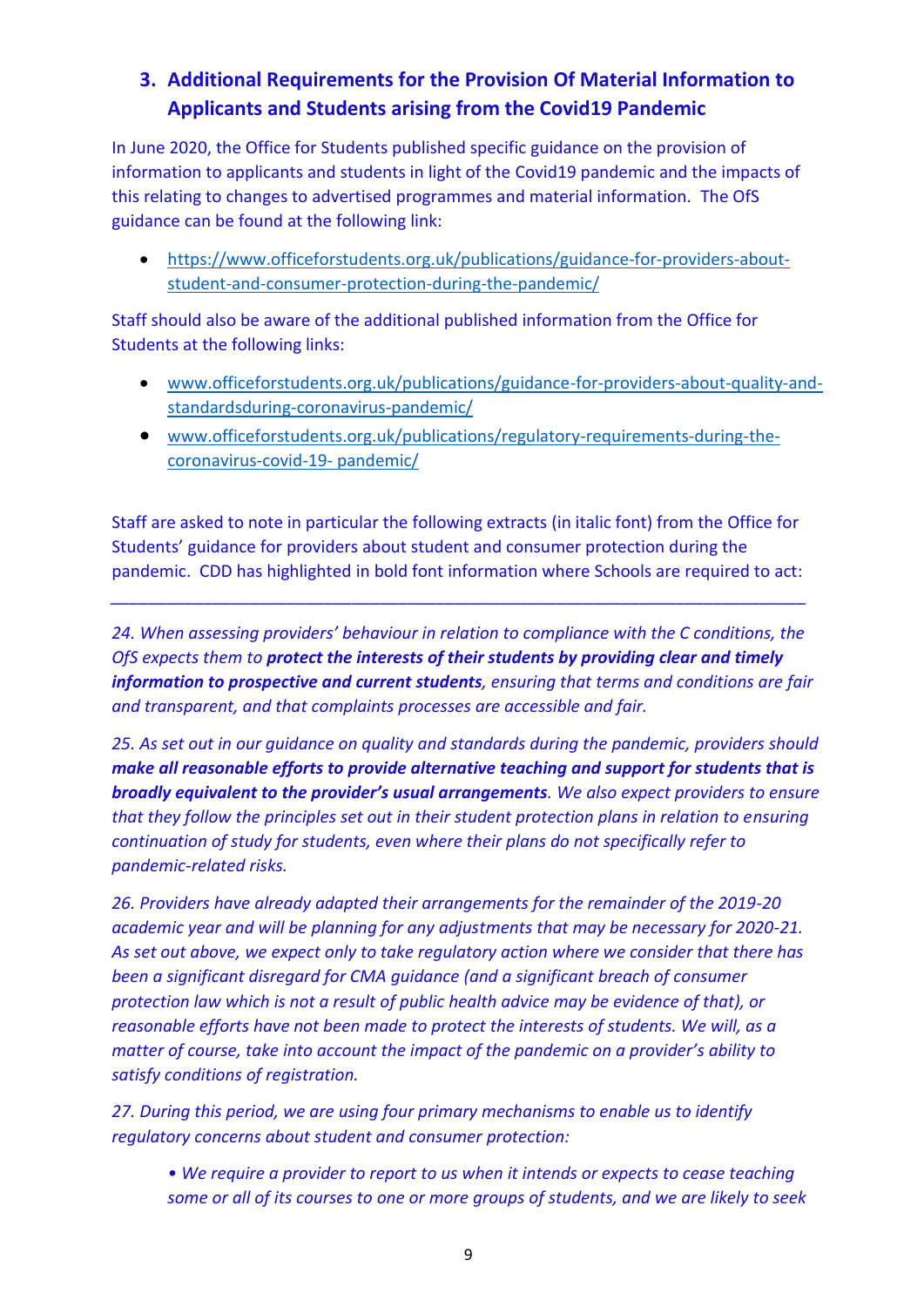## 3. Additional Requirements for the Provision Of Material Information to Applicants and Students arising from the Covid19 Pandemic

In June 2020, the Office for Students published specific guidance on the provision of information to applicants and students in light of the Covid19 pandemic and the impacts of this relating to changes to advertised programmes and material information. The OfS guidance can be found at the following link:

- https://www.officeforstudents.org.uk/publications/guidance-for-providers-about-student-and-consumer-protection-during-the-pandemic/

Staff should also be aware of the additional published information from the Office for Students at the following links:

- www.officeforstudents.org.uk/publications/guidance-for-providers-about-quality-and-standardsduring-coronavirus-pandemic/
- www.officeforstudents.org.uk/publications/regulatory-requirements-during-the-coronavirus-covid-19- pandemic/

Staff are asked to note in particular the following extracts (in italic font) from the Office for Students' guidance for providers about student and consumer protection during the pandemic. CDD has highlighted in bold font information where Schools are required to act:

---

*24. When assessing providers' behaviour in relation to compliance with the C conditions, the OfS expects them to* ***protect the interests of their students by providing clear and timely information to prospective and current students****, ensuring that terms and conditions are fair and transparent, and that complaints processes are accessible and fair.*

*25. As set out in our guidance on quality and standards during the pandemic, providers should* ***make all reasonable efforts to provide alternative teaching and support for students that is broadly equivalent to the provider's usual arrangements****. We also expect providers to ensure that they follow the principles set out in their student protection plans in relation to ensuring continuation of study for students, even where their plans do not specifically refer to pandemic-related risks.*

*26. Providers have already adapted their arrangements for the remainder of the 2019-20 academic year and will be planning for any adjustments that may be necessary for 2020-21. As set out above, we expect only to take regulatory action where we consider that there has been a significant disregard for CMA guidance (and a significant breach of consumer protection law which is not a result of public health advice may be evidence of that), or reasonable efforts have not been made to protect the interests of students. We will, as a matter of course, take into account the impact of the pandemic on a provider's ability to satisfy conditions of registration.*

*27. During this period, we are using four primary mechanisms to enable us to identify regulatory concerns about student and consumer protection:*

- *We require a provider to report to us when it intends or expects to cease teaching some or all of its courses to one or more groups of students, and we are likely to seek*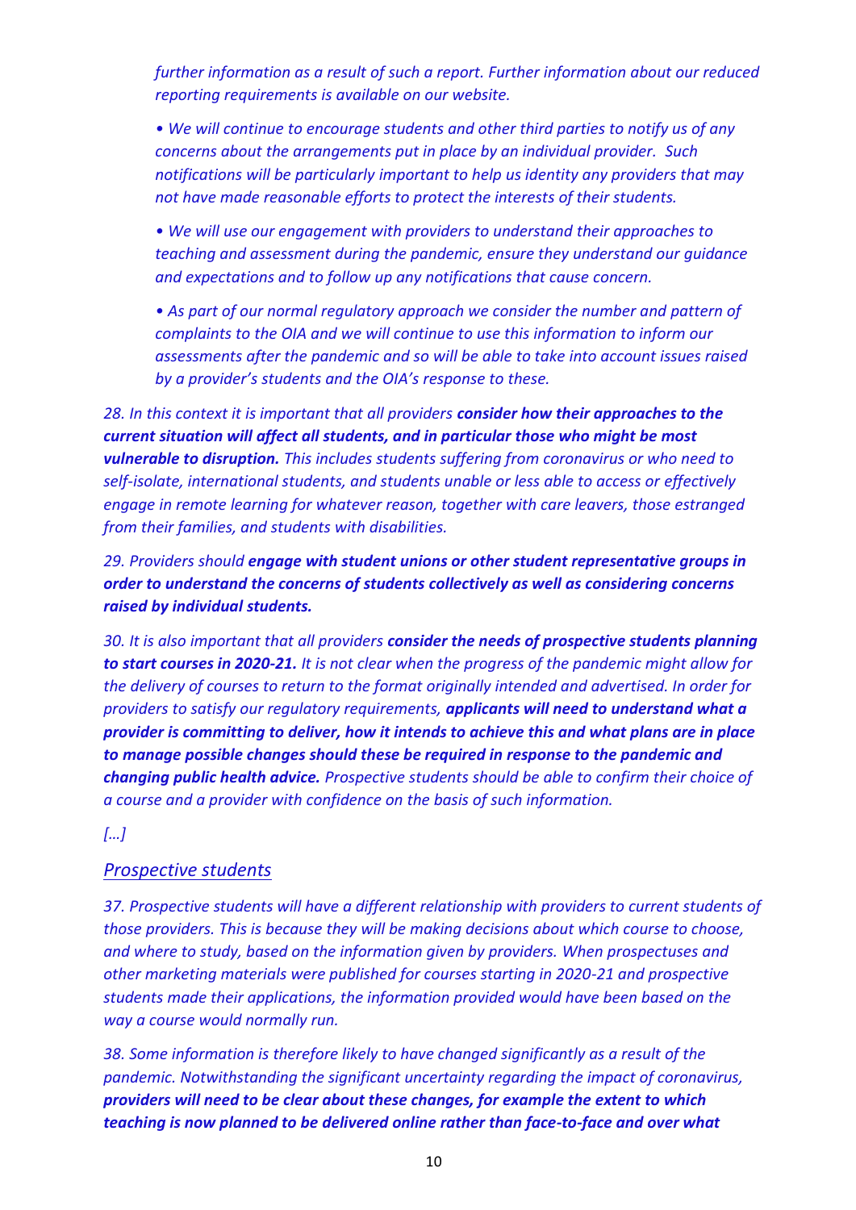*further information as a result of such a report. Further information about our reduced reporting requirements is available on our website.*

*• We will continue to encourage students and other third parties to notify us of any concerns about the arrangements put in place by an individual provider. Such notifications will be particularly important to help us identity any providers that may not have made reasonable efforts to protect the interests of their students.*

*• We will use our engagement with providers to understand their approaches to teaching and assessment during the pandemic, ensure they understand our guidance and expectations and to follow up any notifications that cause concern.*

*• As part of our normal regulatory approach we consider the number and pattern of complaints to the OIA and we will continue to use this information to inform our assessments after the pandemic and so will be able to take into account issues raised by a provider's students and the OIA's response to these.*

*28. In this context it is important that all providers* ***consider how their approaches to the current situation will affect all students, and in particular those who might be most vulnerable to disruption.*** *This includes students suffering from coronavirus or who need to self-isolate, international students, and students unable or less able to access or effectively engage in remote learning for whatever reason, together with care leavers, those estranged from their families, and students with disabilities.*

*29. Providers should* ***engage with student unions or other student representative groups in order to understand the concerns of students collectively as well as considering concerns raised by individual students.***

*30. It is also important that all providers* ***consider the needs of prospective students planning to start courses in 2020-21.*** *It is not clear when the progress of the pandemic might allow for the delivery of courses to return to the format originally intended and advertised. In order for providers to satisfy our regulatory requirements,* ***applicants will need to understand what a provider is committing to deliver, how it intends to achieve this and what plans are in place to manage possible changes should these be required in response to the pandemic and changing public health advice.*** *Prospective students should be able to confirm their choice of a course and a provider with confidence on the basis of such information.*

*[…]*

## *Prospective students*

*37. Prospective students will have a different relationship with providers to current students of those providers. This is because they will be making decisions about which course to choose, and where to study, based on the information given by providers. When prospectuses and other marketing materials were published for courses starting in 2020-21 and prospective students made their applications, the information provided would have been based on the way a course would normally run.*

*38. Some information is therefore likely to have changed significantly as a result of the pandemic. Notwithstanding the significant uncertainty regarding the impact of coronavirus,* ***providers will need to be clear about these changes, for example the extent to which teaching is now planned to be delivered online rather than face-to-face and over what***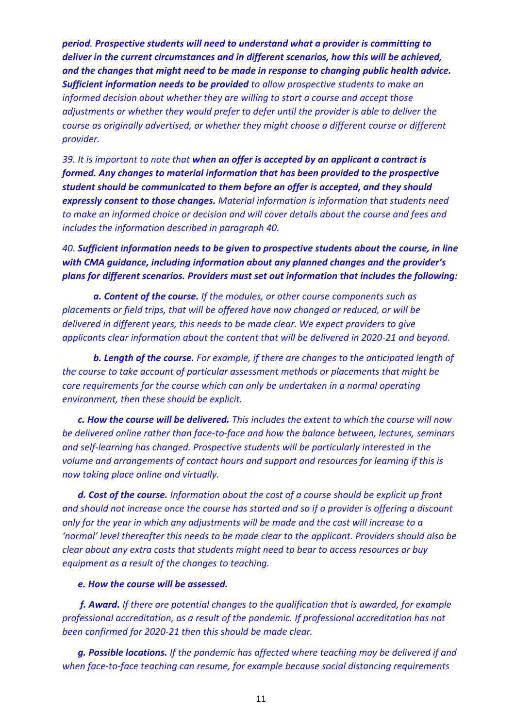*period. **Prospective students will need to understand what a provider is committing to deliver in the current circumstances and in different scenarios, how this will be achieved, and the changes that might need to be made in response to changing public health advice. Sufficient information needs to be provided** to allow prospective students to make an informed decision about whether they are willing to start a course and accept those adjustments or whether they would prefer to defer until the provider is able to deliver the course as originally advertised, or whether they might choose a different course or different provider.*

*39. It is important to note that **when an offer is accepted by an applicant a contract is formed. Any changes to material information that has been provided to the prospective student should be communicated to them before an offer is accepted, and they should expressly consent to those changes.** Material information is information that students need to make an informed choice or decision and will cover details about the course and fees and includes the information described in paragraph 40.*

*40. **Sufficient information needs to be given to prospective students about the course, in line with CMA guidance, including information about any planned changes and the provider's plans for different scenarios. Providers must set out information that includes the following:***

*a. **Content of the course.** If the modules, or other course components such as placements or field trips, that will be offered have now changed or reduced, or will be delivered in different years, this needs to be made clear. We expect providers to give applicants clear information about the content that will be delivered in 2020-21 and beyond.*

*b. **Length of the course.** For example, if there are changes to the anticipated length of the course to take account of particular assessment methods or placements that might be core requirements for the course which can only be undertaken in a normal operating environment, then these should be explicit.*

*c. **How the course will be delivered.** This includes the extent to which the course will now be delivered online rather than face-to-face and how the balance between, lectures, seminars and self-learning has changed. Prospective students will be particularly interested in the volume and arrangements of contact hours and support and resources for learning if this is now taking place online and virtually.*

*d. **Cost of the course.** Information about the cost of a course should be explicit up front and should not increase once the course has started and so if a provider is offering a discount only for the year in which any adjustments will be made and the cost will increase to a 'normal' level thereafter this needs to be made clear to the applicant. Providers should also be clear about any extra costs that students might need to bear to access resources or buy equipment as a result of the changes to teaching.*

***e. How the course will be assessed.***

*f. **Award.** If there are potential changes to the qualification that is awarded, for example professional accreditation, as a result of the pandemic. If professional accreditation has not been confirmed for 2020-21 then this should be made clear.*

*g. **Possible locations.** If the pandemic has affected where teaching may be delivered if and when face-to-face teaching can resume, for example because social distancing requirements*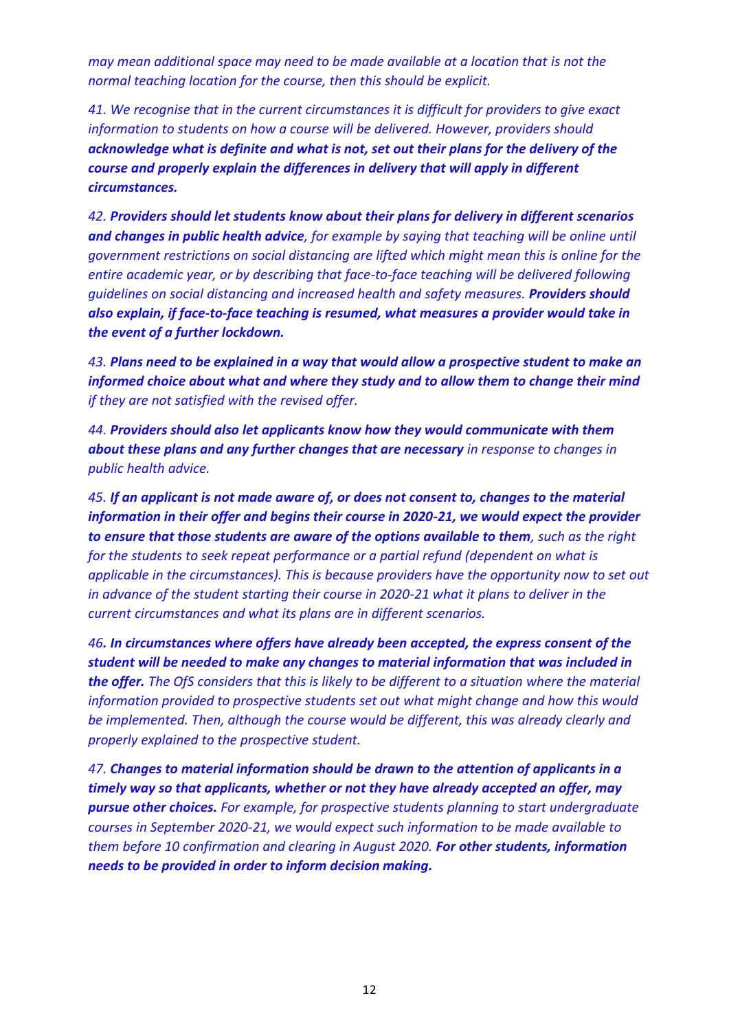*may mean additional space may need to be made available at a location that is not the normal teaching location for the course, then this should be explicit.*

*41. We recognise that in the current circumstances it is difficult for providers to give exact information to students on how a course will be delivered. However, providers should **acknowledge what is definite and what is not, set out their plans for the delivery of the course and properly explain the differences in delivery that will apply in different circumstances.***

*42. **Providers should let students know about their plans for delivery in different scenarios and changes in public health advice**, for example by saying that teaching will be online until government restrictions on social distancing are lifted which might mean this is online for the entire academic year, or by describing that face-to-face teaching will be delivered following guidelines on social distancing and increased health and safety measures. **Providers should also explain, if face-to-face teaching is resumed, what measures a provider would take in the event of a further lockdown.***

*43. **Plans need to be explained in a way that would allow a prospective student to make an informed choice about what and where they study and to allow them to change their mind** if they are not satisfied with the revised offer.*

*44. **Providers should also let applicants know how they would communicate with them about these plans and any further changes that are necessary** in response to changes in public health advice.*

*45. **If an applicant is not made aware of, or does not consent to, changes to the material information in their offer and begins their course in 2020-21, we would expect the provider to ensure that those students are aware of the options available to them**, such as the right for the students to seek repeat performance or a partial refund (dependent on what is applicable in the circumstances). This is because providers have the opportunity now to set out in advance of the student starting their course in 2020-21 what it plans to deliver in the current circumstances and what its plans are in different scenarios.*

*46**. In circumstances where offers have already been accepted, the express consent of the student will be needed to make any changes to material information that was included in the offer.** The OfS considers that this is likely to be different to a situation where the material information provided to prospective students set out what might change and how this would be implemented. Then, although the course would be different, this was already clearly and properly explained to the prospective student.*

*47. **Changes to material information should be drawn to the attention of applicants in a timely way so that applicants, whether or not they have already accepted an offer, may pursue other choices.** For example, for prospective students planning to start undergraduate courses in September 2020-21, we would expect such information to be made available to them before 10 confirmation and clearing in August 2020. **For other students, information needs to be provided in order to inform decision making.***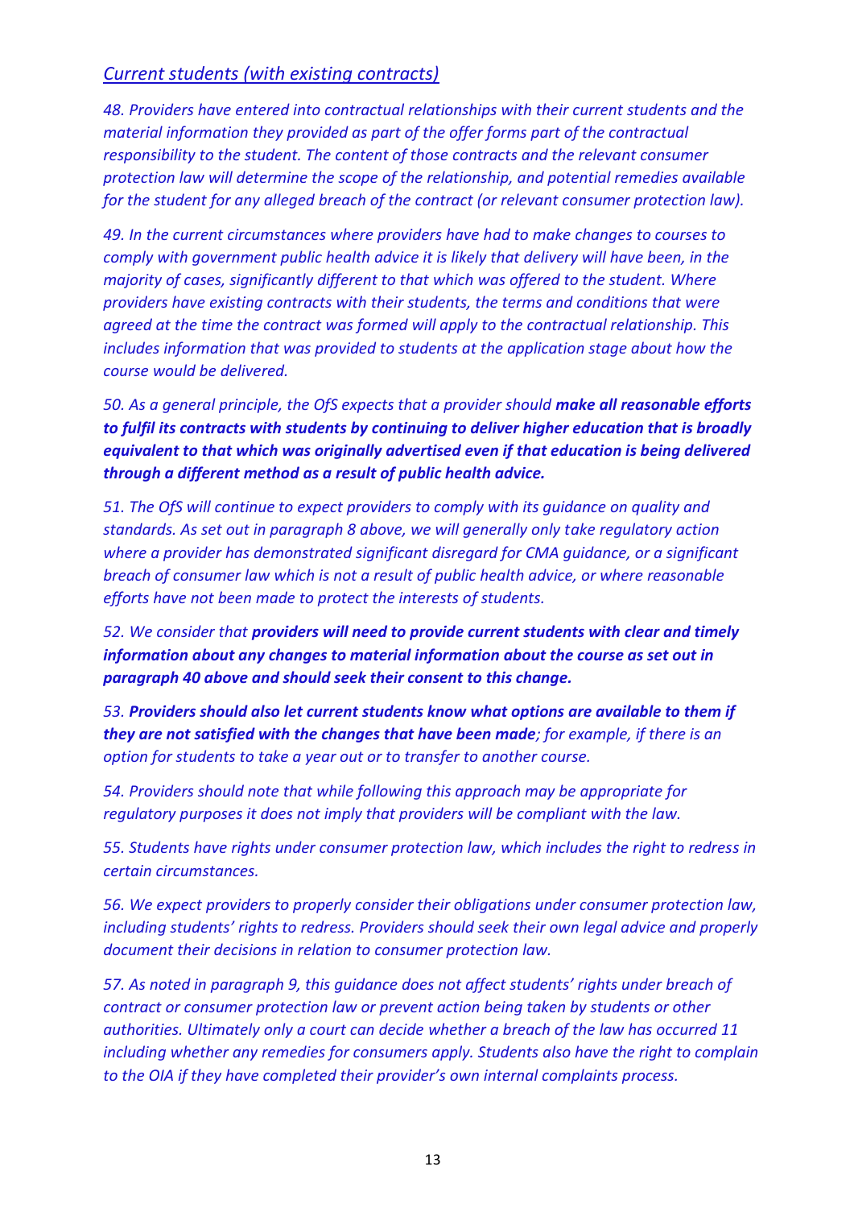*Current students (with existing contracts)*

*48. Providers have entered into contractual relationships with their current students and the material information they provided as part of the offer forms part of the contractual responsibility to the student. The content of those contracts and the relevant consumer protection law will determine the scope of the relationship, and potential remedies available for the student for any alleged breach of the contract (or relevant consumer protection law).*

*49. In the current circumstances where providers have had to make changes to courses to comply with government public health advice it is likely that delivery will have been, in the majority of cases, significantly different to that which was offered to the student. Where providers have existing contracts with their students, the terms and conditions that were agreed at the time the contract was formed will apply to the contractual relationship. This includes information that was provided to students at the application stage about how the course would be delivered.*

*50. As a general principle, the OfS expects that a provider should* ***make all reasonable efforts to fulfil its contracts with students by continuing to deliver higher education that is broadly equivalent to that which was originally advertised even if that education is being delivered through a different method as a result of public health advice.***

*51. The OfS will continue to expect providers to comply with its guidance on quality and standards. As set out in paragraph 8 above, we will generally only take regulatory action where a provider has demonstrated significant disregard for CMA guidance, or a significant breach of consumer law which is not a result of public health advice, or where reasonable efforts have not been made to protect the interests of students.*

*52. We consider that* ***providers will need to provide current students with clear and timely information about any changes to material information about the course as set out in paragraph 40 above and should seek their consent to this change.***

*53.* ***Providers should also let current students know what options are available to them if they are not satisfied with the changes that have been made****; for example, if there is an option for students to take a year out or to transfer to another course.*

*54. Providers should note that while following this approach may be appropriate for regulatory purposes it does not imply that providers will be compliant with the law.*

*55. Students have rights under consumer protection law, which includes the right to redress in certain circumstances.*

*56. We expect providers to properly consider their obligations under consumer protection law, including students' rights to redress. Providers should seek their own legal advice and properly document their decisions in relation to consumer protection law.*

*57. As noted in paragraph 9, this guidance does not affect students' rights under breach of contract or consumer protection law or prevent action being taken by students or other authorities. Ultimately only a court can decide whether a breach of the law has occurred[11] including whether any remedies for consumers apply. Students also have the right to complain to the OIA if they have completed their provider's own internal complaints process.*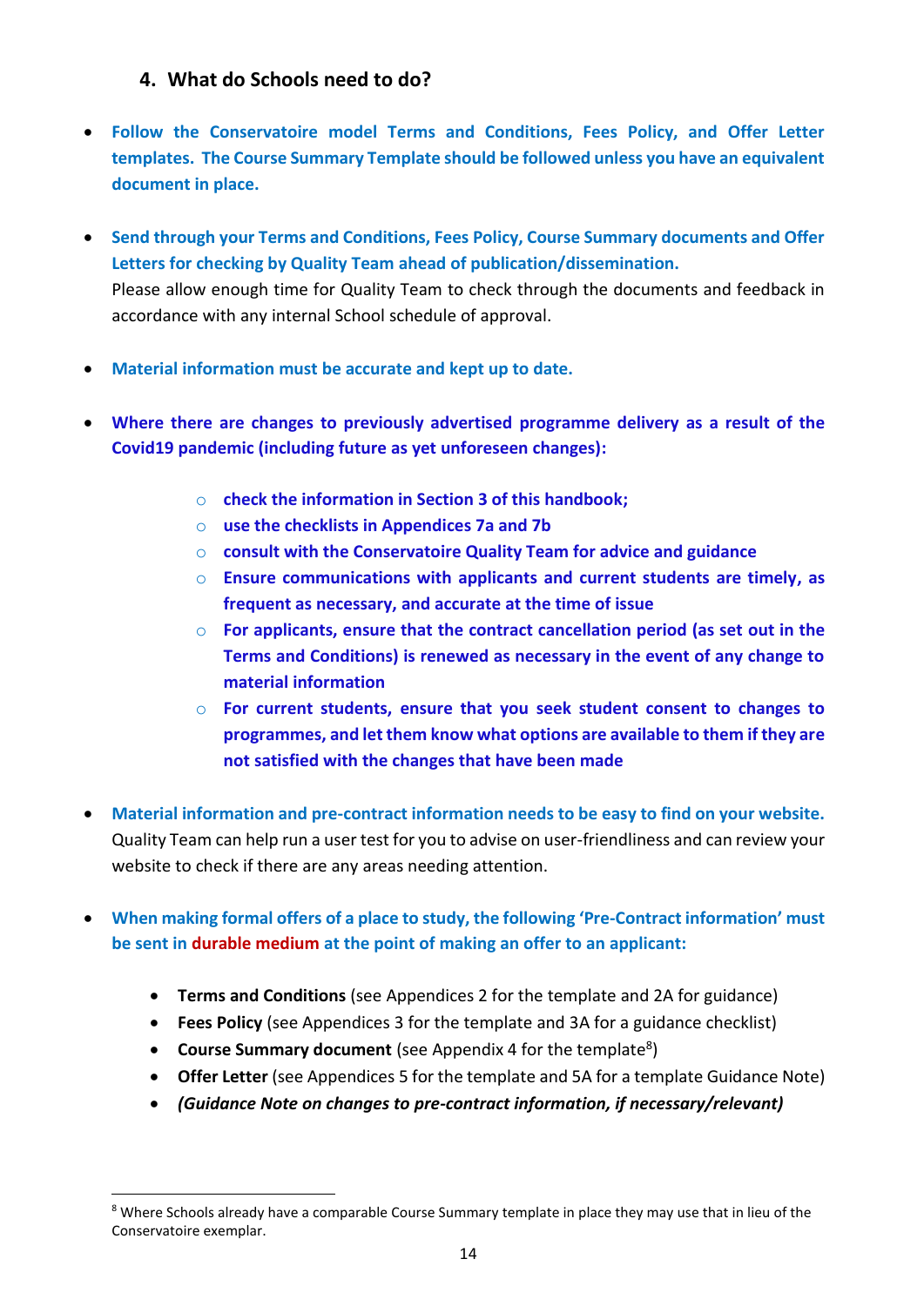## 4. What do Schools need to do?

- **Follow the Conservatoire model Terms and Conditions, Fees Policy, and Offer Letter templates. The Course Summary Template should be followed unless you have an equivalent document in place.**

- **Send through your Terms and Conditions, Fees Policy, Course Summary documents and Offer Letters for checking by Quality Team ahead of publication/dissemination.**
  Please allow enough time for Quality Team to check through the documents and feedback in accordance with any internal School schedule of approval.

- **Material information must be accurate and kept up to date.**

- **Where there are changes to previously advertised programme delivery as a result of the Covid19 pandemic (including future as yet unforeseen changes):**

  - **check the information in Section 3 of this handbook;**
  - **use the checklists in Appendices 7a and 7b**
  - **consult with the Conservatoire Quality Team for advice and guidance**
  - **Ensure communications with applicants and current students are timely, as frequent as necessary, and accurate at the time of issue**
  - **For applicants, ensure that the contract cancellation period (as set out in the Terms and Conditions) is renewed as necessary in the event of any change to material information**
  - **For current students, ensure that you seek student consent to changes to programmes, and let them know what options are available to them if they are not satisfied with the changes that have been made**

- **Material information and pre-contract information needs to be easy to find on your website.**
  Quality Team can help run a user test for you to advise on user-friendliness and can review your website to check if there are any areas needing attention.

- **When making formal offers of a place to study, the following 'Pre-Contract information' must be sent in durable medium at the point of making an offer to an applicant:**

  - **Terms and Conditions** (see Appendices 2 for the template and 2A for guidance)
  - **Fees Policy** (see Appendices 3 for the template and 3A for a guidance checklist)
  - **Course Summary document** (see Appendix 4 for the template[8])
  - **Offer Letter** (see Appendices 5 for the template and 5A for a template Guidance Note)
  - ***(Guidance Note on changes to pre-contract information, if necessary/relevant)***

[8] Where Schools already have a comparable Course Summary template in place they may use that in lieu of the Conservatoire exemplar.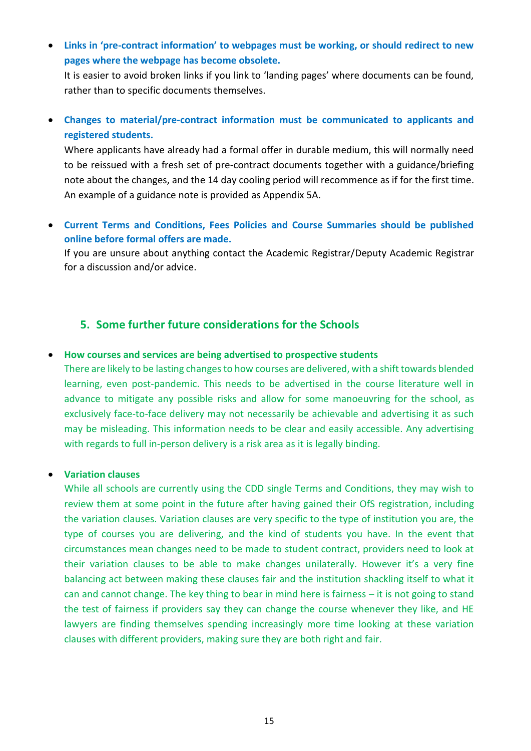- **Links in 'pre-contract information' to webpages must be working, or should redirect to new pages where the webpage has become obsolete.**
  It is easier to avoid broken links if you link to 'landing pages' where documents can be found, rather than to specific documents themselves.

- **Changes to material/pre-contract information must be communicated to applicants and registered students.**
  Where applicants have already had a formal offer in durable medium, this will normally need to be reissued with a fresh set of pre-contract documents together with a guidance/briefing note about the changes, and the 14 day cooling period will recommence as if for the first time. An example of a guidance note is provided as Appendix 5A.

- **Current Terms and Conditions, Fees Policies and Course Summaries should be published online before formal offers are made.**
  If you are unsure about anything contact the Academic Registrar/Deputy Academic Registrar for a discussion and/or advice.

## 5. Some further future considerations for the Schools

- **How courses and services are being advertised to prospective students**
  There are likely to be lasting changes to how courses are delivered, with a shift towards blended learning, even post-pandemic. This needs to be advertised in the course literature well in advance to mitigate any possible risks and allow for some manoeuvring for the school, as exclusively face-to-face delivery may not necessarily be achievable and advertising it as such may be misleading. This information needs to be clear and easily accessible. Any advertising with regards to full in-person delivery is a risk area as it is legally binding.

- **Variation clauses**
  While all schools are currently using the CDD single Terms and Conditions, they may wish to review them at some point in the future after having gained their OfS registration, including the variation clauses. Variation clauses are very specific to the type of institution you are, the type of courses you are delivering, and the kind of students you have. In the event that circumstances mean changes need to be made to student contract, providers need to look at their variation clauses to be able to make changes unilaterally. However it's a very fine balancing act between making these clauses fair and the institution shackling itself to what it can and cannot change. The key thing to bear in mind here is fairness – it is not going to stand the test of fairness if providers say they can change the course whenever they like, and HE lawyers are finding themselves spending increasingly more time looking at these variation clauses with different providers, making sure they are both right and fair.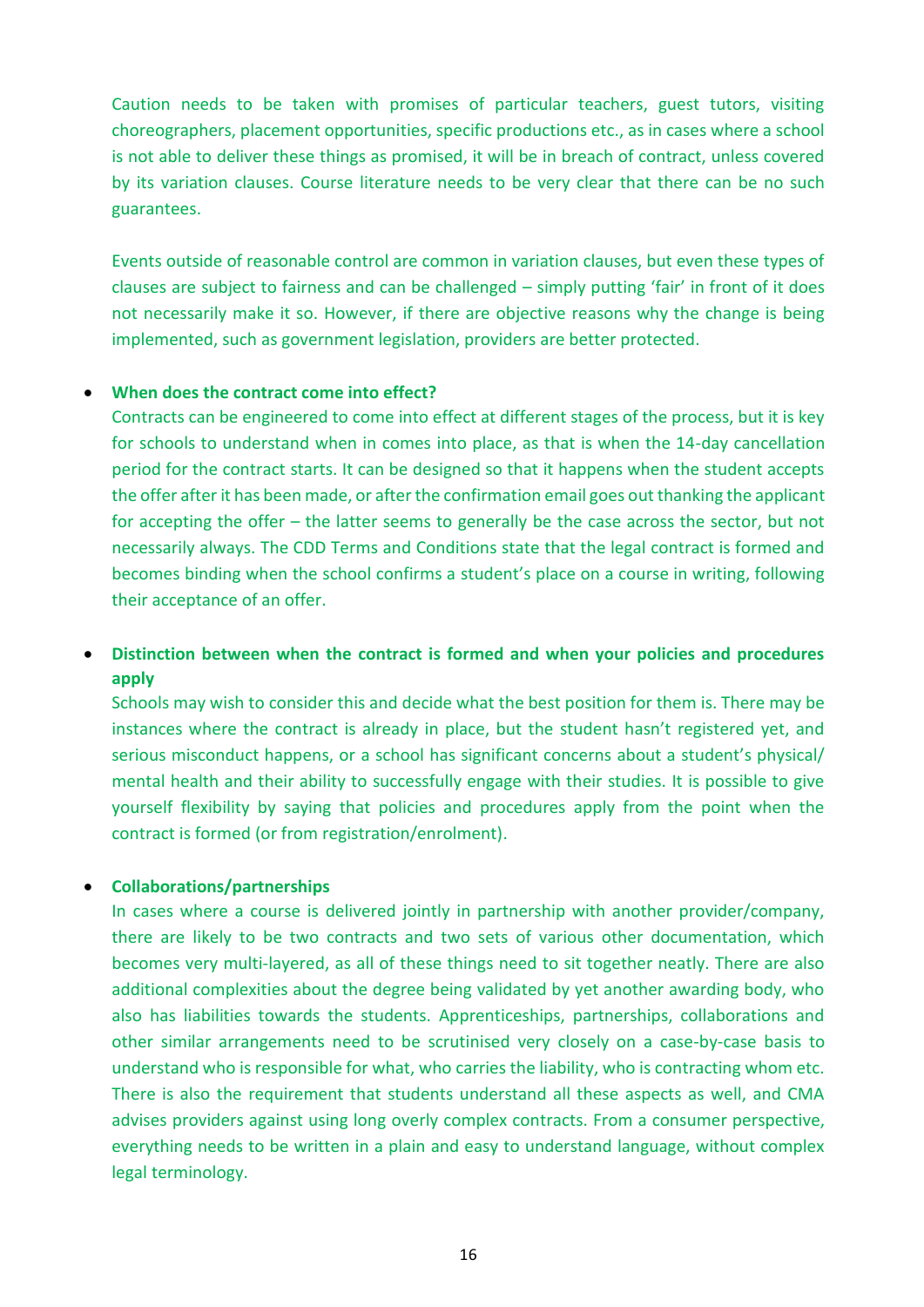Caution needs to be taken with promises of particular teachers, guest tutors, visiting choreographers, placement opportunities, specific productions etc., as in cases where a school is not able to deliver these things as promised, it will be in breach of contract, unless covered by its variation clauses. Course literature needs to be very clear that there can be no such guarantees.

Events outside of reasonable control are common in variation clauses, but even these types of clauses are subject to fairness and can be challenged – simply putting 'fair' in front of it does not necessarily make it so. However, if there are objective reasons why the change is being implemented, such as government legislation, providers are better protected.

- **When does the contract come into effect?**
  Contracts can be engineered to come into effect at different stages of the process, but it is key for schools to understand when in comes into place, as that is when the 14-day cancellation period for the contract starts. It can be designed so that it happens when the student accepts the offer after it has been made, or after the confirmation email goes out thanking the applicant for accepting the offer – the latter seems to generally be the case across the sector, but not necessarily always. The CDD Terms and Conditions state that the legal contract is formed and becomes binding when the school confirms a student's place on a course in writing, following their acceptance of an offer.

- **Distinction between when the contract is formed and when your policies and procedures apply**
  Schools may wish to consider this and decide what the best position for them is. There may be instances where the contract is already in place, but the student hasn't registered yet, and serious misconduct happens, or a school has significant concerns about a student's physical/ mental health and their ability to successfully engage with their studies. It is possible to give yourself flexibility by saying that policies and procedures apply from the point when the contract is formed (or from registration/enrolment).

- **Collaborations/partnerships**
  In cases where a course is delivered jointly in partnership with another provider/company, there are likely to be two contracts and two sets of various other documentation, which becomes very multi-layered, as all of these things need to sit together neatly. There are also additional complexities about the degree being validated by yet another awarding body, who also has liabilities towards the students. Apprenticeships, partnerships, collaborations and other similar arrangements need to be scrutinised very closely on a case-by-case basis to understand who is responsible for what, who carries the liability, who is contracting whom etc. There is also the requirement that students understand all these aspects as well, and CMA advises providers against using long overly complex contracts. From a consumer perspective, everything needs to be written in a plain and easy to understand language, without complex legal terminology.